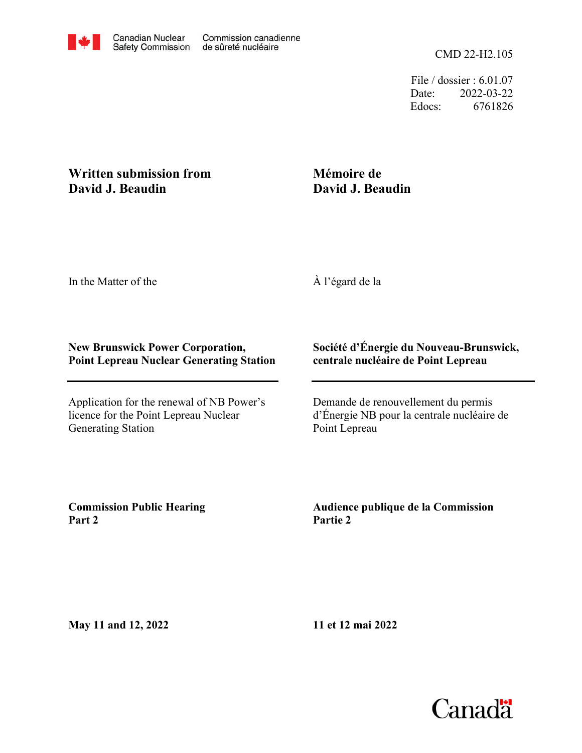Canadian Nuclear Safety Commission — Commission canadienne de sûreté nucléaire

CMD 22-H2.105

File / dossier : 6.01.07
Date: 2022-03-22
Edocs: 6761826

**Written submission from David J. Beaudin**

**Mémoire de David J. Beaudin**

In the Matter of the

À l'égard de la

**New Brunswick Power Corporation, Point Lepreau Nuclear Generating Station**

**Société d'Énergie du Nouveau-Brunswick, centrale nucléaire de Point Lepreau**

Application for the renewal of NB Power's licence for the Point Lepreau Nuclear Generating Station

Demande de renouvellement du permis d'Énergie NB pour la centrale nucléaire de Point Lepreau

**Commission Public Hearing Part 2**

**Audience publique de la Commission Partie 2**

**May 11 and 12, 2022**

**11 et 12 mai 2022**

Canada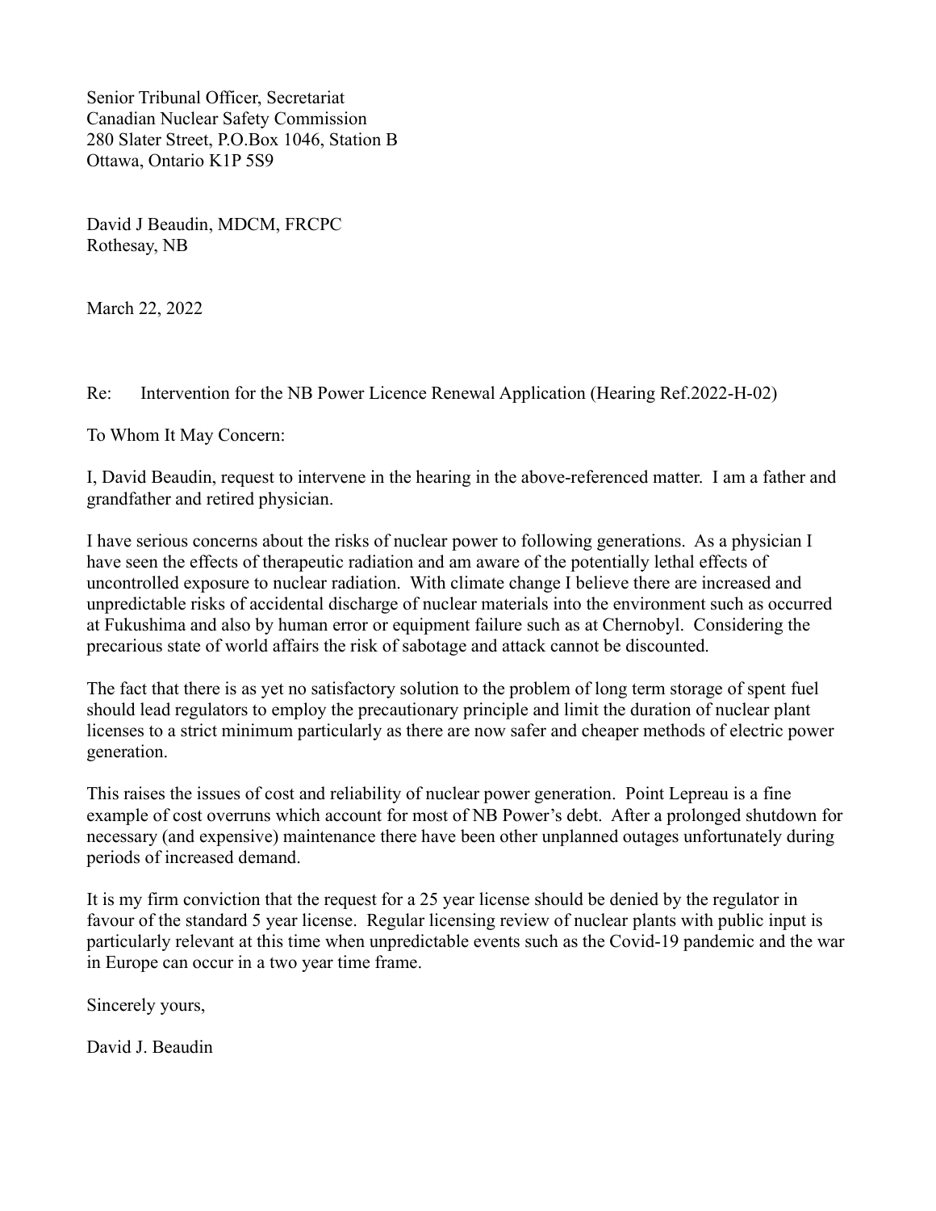Senior Tribunal Officer, Secretariat
Canadian Nuclear Safety Commission
280 Slater Street, P.O.Box 1046, Station B
Ottawa, Ontario K1P 5S9

David J Beaudin, MDCM, FRCPC
Rothesay, NB

March 22, 2022

Re: Intervention for the NB Power Licence Renewal Application (Hearing Ref.2022-H-02)

To Whom It May Concern:

I, David Beaudin, request to intervene in the hearing in the above-referenced matter. I am a father and grandfather and retired physician.

I have serious concerns about the risks of nuclear power to following generations. As a physician I have seen the effects of therapeutic radiation and am aware of the potentially lethal effects of uncontrolled exposure to nuclear radiation. With climate change I believe there are increased and unpredictable risks of accidental discharge of nuclear materials into the environment such as occurred at Fukushima and also by human error or equipment failure such as at Chernobyl. Considering the precarious state of world affairs the risk of sabotage and attack cannot be discounted.

The fact that there is as yet no satisfactory solution to the problem of long term storage of spent fuel should lead regulators to employ the precautionary principle and limit the duration of nuclear plant licenses to a strict minimum particularly as there are now safer and cheaper methods of electric power generation.

This raises the issues of cost and reliability of nuclear power generation. Point Lepreau is a fine example of cost overruns which account for most of NB Power's debt. After a prolonged shutdown for necessary (and expensive) maintenance there have been other unplanned outages unfortunately during periods of increased demand.

It is my firm conviction that the request for a 25 year license should be denied by the regulator in favour of the standard 5 year license. Regular licensing review of nuclear plants with public input is particularly relevant at this time when unpredictable events such as the Covid-19 pandemic and the war in Europe can occur in a two year time frame.

Sincerely yours,

David J. Beaudin